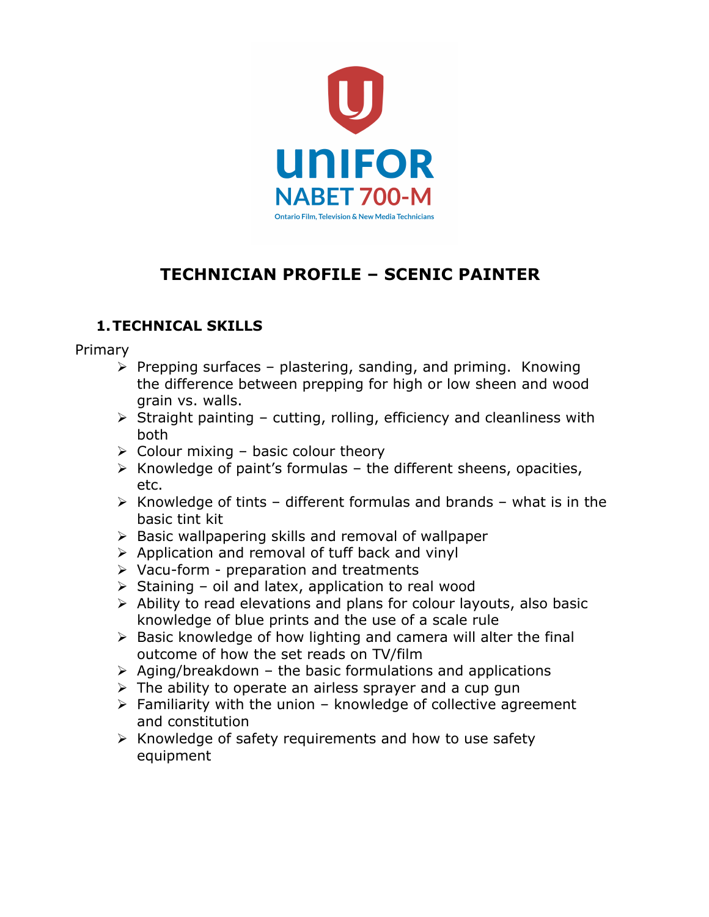unifor

NABET 700-M

Ontario Film, Television & New Media Technicians

# TECHNICIAN PROFILE – SCENIC PAINTER

## 1. TECHNICAL SKILLS

Primary

- Prepping surfaces – plastering, sanding, and priming. Knowing the difference between prepping for high or low sheen and wood grain vs. walls.
- Straight painting – cutting, rolling, efficiency and cleanliness with both
- Colour mixing – basic colour theory
- Knowledge of paint's formulas – the different sheens, opacities, etc.
- Knowledge of tints – different formulas and brands – what is in the basic tint kit
- Basic wallpapering skills and removal of wallpaper
- Application and removal of tuff back and vinyl
- Vacu-form - preparation and treatments
- Staining – oil and latex, application to real wood
- Ability to read elevations and plans for colour layouts, also basic knowledge of blue prints and the use of a scale rule
- Basic knowledge of how lighting and camera will alter the final outcome of how the set reads on TV/film
- Aging/breakdown – the basic formulations and applications
- The ability to operate an airless sprayer and a cup gun
- Familiarity with the union – knowledge of collective agreement and constitution
- Knowledge of safety requirements and how to use safety equipment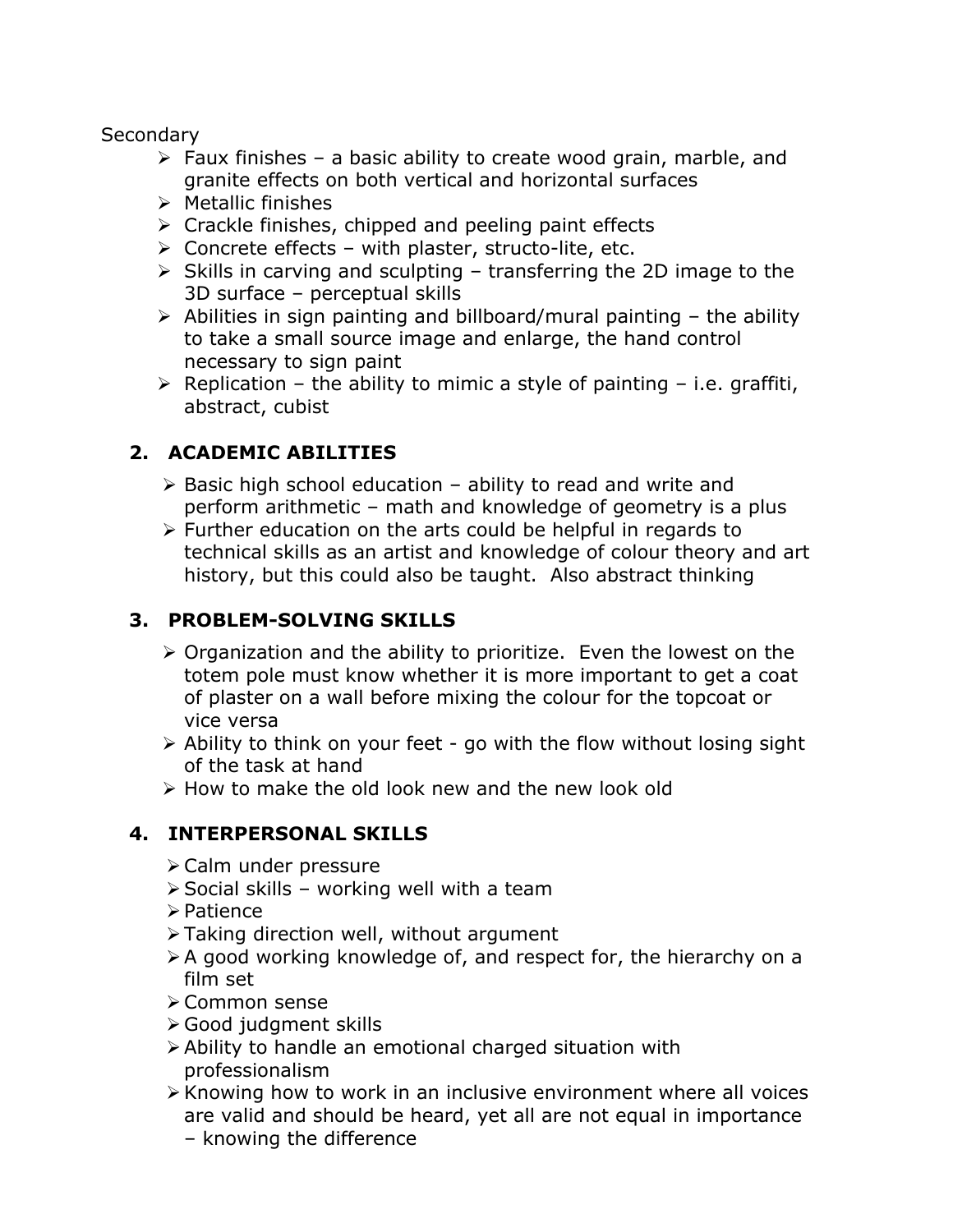Secondary

- Faux finishes – a basic ability to create wood grain, marble, and granite effects on both vertical and horizontal surfaces
- Metallic finishes
- Crackle finishes, chipped and peeling paint effects
- Concrete effects – with plaster, structo-lite, etc.
- Skills in carving and sculpting – transferring the 2D image to the 3D surface – perceptual skills
- Abilities in sign painting and billboard/mural painting – the ability to take a small source image and enlarge, the hand control necessary to sign paint
- Replication – the ability to mimic a style of painting – i.e. graffiti, abstract, cubist

## 2. ACADEMIC ABILITIES

- Basic high school education – ability to read and write and perform arithmetic – math and knowledge of geometry is a plus
- Further education on the arts could be helpful in regards to technical skills as an artist and knowledge of colour theory and art history, but this could also be taught. Also abstract thinking

## 3. PROBLEM-SOLVING SKILLS

- Organization and the ability to prioritize. Even the lowest on the totem pole must know whether it is more important to get a coat of plaster on a wall before mixing the colour for the topcoat or vice versa
- Ability to think on your feet - go with the flow without losing sight of the task at hand
- How to make the old look new and the new look old

## 4. INTERPERSONAL SKILLS

- Calm under pressure
- Social skills – working well with a team
- Patience
- Taking direction well, without argument
- A good working knowledge of, and respect for, the hierarchy on a film set
- Common sense
- Good judgment skills
- Ability to handle an emotional charged situation with professionalism
- Knowing how to work in an inclusive environment where all voices are valid and should be heard, yet all are not equal in importance – knowing the difference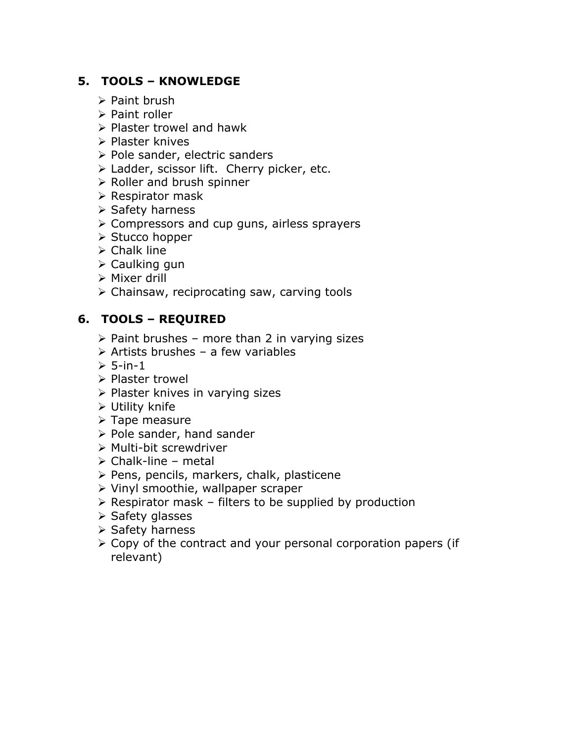## 5. TOOLS – KNOWLEDGE

- Paint brush
- Paint roller
- Plaster trowel and hawk
- Plaster knives
- Pole sander, electric sanders
- Ladder, scissor lift. Cherry picker, etc.
- Roller and brush spinner
- Respirator mask
- Safety harness
- Compressors and cup guns, airless sprayers
- Stucco hopper
- Chalk line
- Caulking gun
- Mixer drill
- Chainsaw, reciprocating saw, carving tools

## 6. TOOLS – REQUIRED

- Paint brushes – more than 2 in varying sizes
- Artists brushes – a few variables
- 5-in-1
- Plaster trowel
- Plaster knives in varying sizes
- Utility knife
- Tape measure
- Pole sander, hand sander
- Multi-bit screwdriver
- Chalk-line – metal
- Pens, pencils, markers, chalk, plasticene
- Vinyl smoothie, wallpaper scraper
- Respirator mask – filters to be supplied by production
- Safety glasses
- Safety harness
- Copy of the contract and your personal corporation papers (if relevant)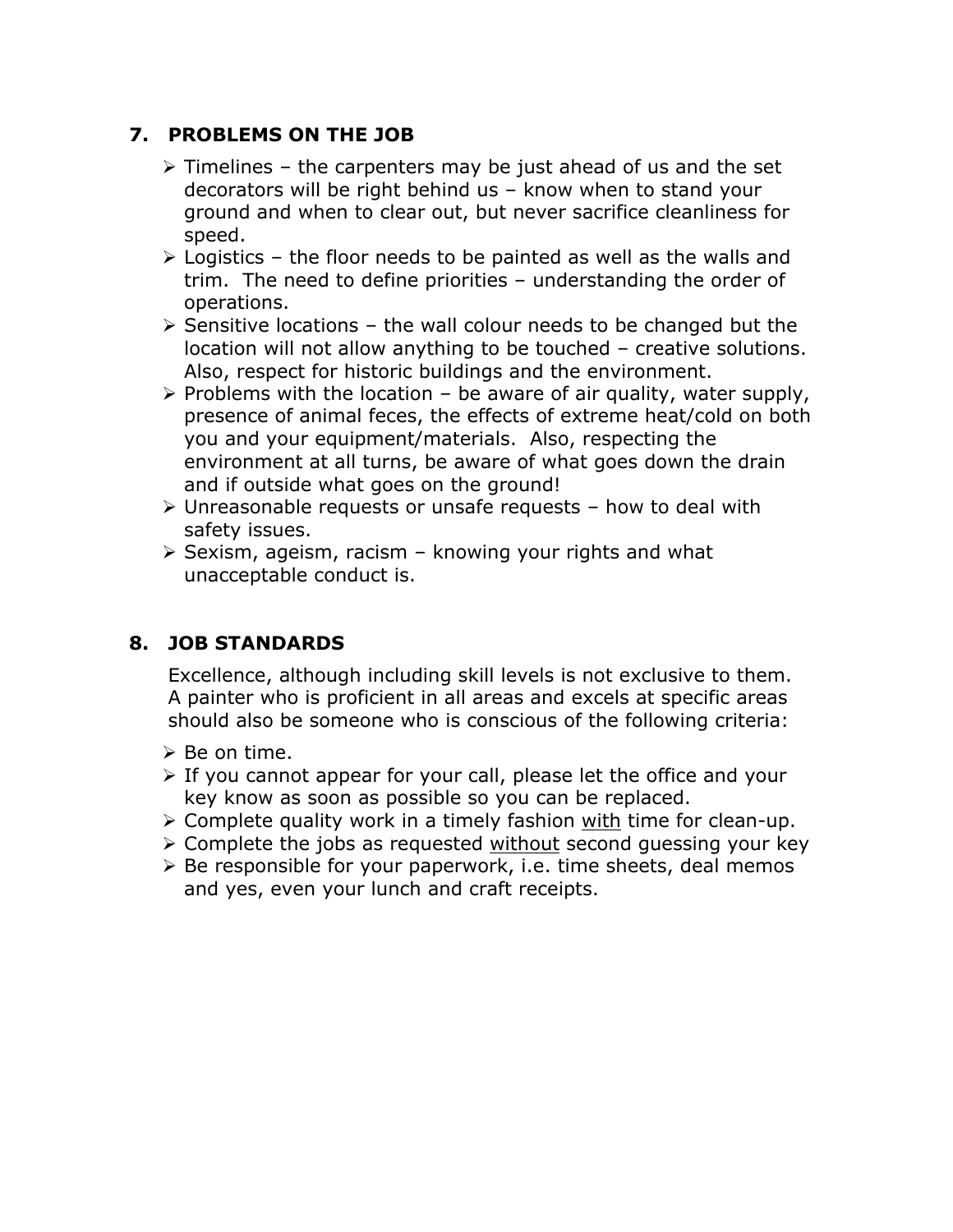## 7. PROBLEMS ON THE JOB

- Timelines – the carpenters may be just ahead of us and the set decorators will be right behind us – know when to stand your ground and when to clear out, but never sacrifice cleanliness for speed.
- Logistics – the floor needs to be painted as well as the walls and trim. The need to define priorities – understanding the order of operations.
- Sensitive locations – the wall colour needs to be changed but the location will not allow anything to be touched – creative solutions. Also, respect for historic buildings and the environment.
- Problems with the location – be aware of air quality, water supply, presence of animal feces, the effects of extreme heat/cold on both you and your equipment/materials. Also, respecting the environment at all turns, be aware of what goes down the drain and if outside what goes on the ground!
- Unreasonable requests or unsafe requests – how to deal with safety issues.
- Sexism, ageism, racism – knowing your rights and what unacceptable conduct is.

## 8. JOB STANDARDS

Excellence, although including skill levels is not exclusive to them. A painter who is proficient in all areas and excels at specific areas should also be someone who is conscious of the following criteria:

- Be on time.
- If you cannot appear for your call, please let the office and your key know as soon as possible so you can be replaced.
- Complete quality work in a timely fashion <u>with</u> time for clean-up.
- Complete the jobs as requested <u>without</u> second guessing your key
- Be responsible for your paperwork, i.e. time sheets, deal memos and yes, even your lunch and craft receipts.